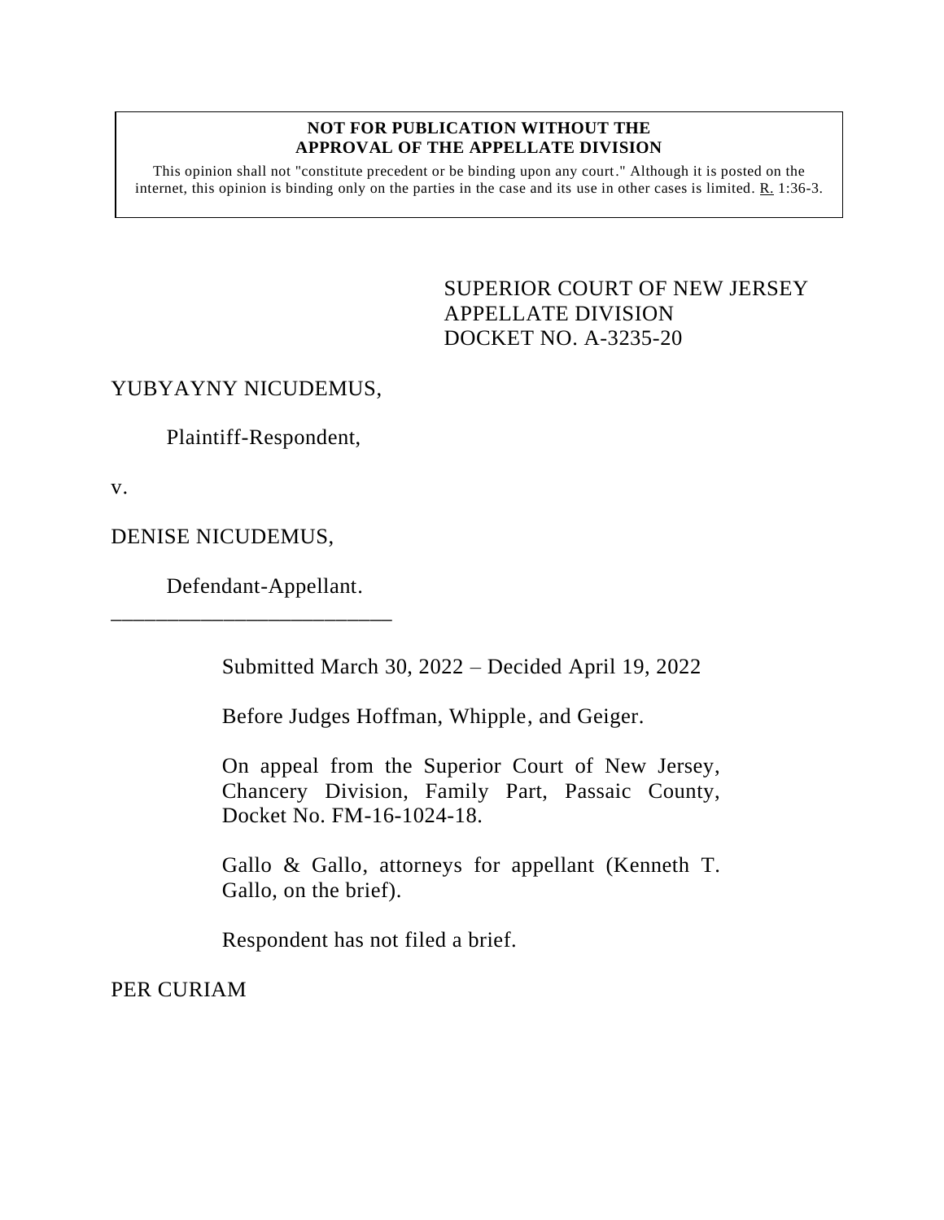**NOT FOR PUBLICATION WITHOUT THE APPROVAL OF THE APPELLATE DIVISION**

This opinion shall not "constitute precedent or be binding upon any court." Although it is posted on the internet, this opinion is binding only on the parties in the case and its use in other cases is limited. R. 1:36-3.

SUPERIOR COURT OF NEW JERSEY
APPELLATE DIVISION
DOCKET NO. A-3235-20

YUBYAYNY NICUDEMUS,

Plaintiff-Respondent,

v.

DENISE NICUDEMUS,

Defendant-Appellant.

\_\_\_\_\_\_\_\_\_\_\_\_\_\_\_\_\_\_\_\_\_\_\_\_\_\_

Submitted March 30, 2022 – Decided April 19, 2022

Before Judges Hoffman, Whipple, and Geiger.

On appeal from the Superior Court of New Jersey, Chancery Division, Family Part, Passaic County, Docket No. FM-16-1024-18.

Gallo & Gallo, attorneys for appellant (Kenneth T. Gallo, on the brief).

Respondent has not filed a brief.

PER CURIAM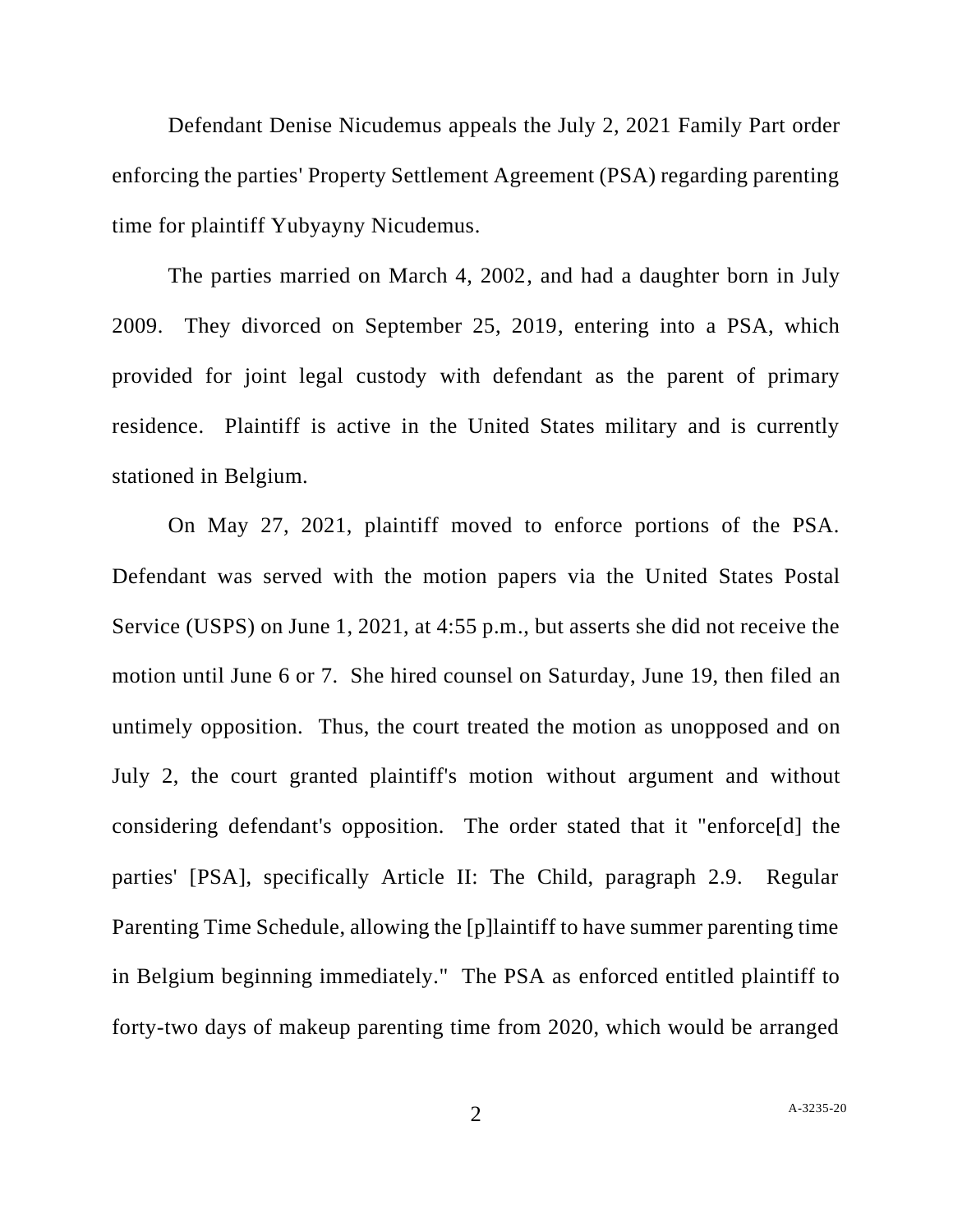Defendant Denise Nicudemus appeals the July 2, 2021 Family Part order enforcing the parties' Property Settlement Agreement (PSA) regarding parenting time for plaintiff Yubyayny Nicudemus.

The parties married on March 4, 2002, and had a daughter born in July 2009. They divorced on September 25, 2019, entering into a PSA, which provided for joint legal custody with defendant as the parent of primary residence. Plaintiff is active in the United States military and is currently stationed in Belgium.

On May 27, 2021, plaintiff moved to enforce portions of the PSA. Defendant was served with the motion papers via the United States Postal Service (USPS) on June 1, 2021, at 4:55 p.m., but asserts she did not receive the motion until June 6 or 7. She hired counsel on Saturday, June 19, then filed an untimely opposition. Thus, the court treated the motion as unopposed and on July 2, the court granted plaintiff's motion without argument and without considering defendant's opposition. The order stated that it "enforce[d] the parties' [PSA], specifically Article II: The Child, paragraph 2.9. Regular Parenting Time Schedule, allowing the [p]laintiff to have summer parenting time in Belgium beginning immediately." The PSA as enforced entitled plaintiff to forty-two days of makeup parenting time from 2020, which would be arranged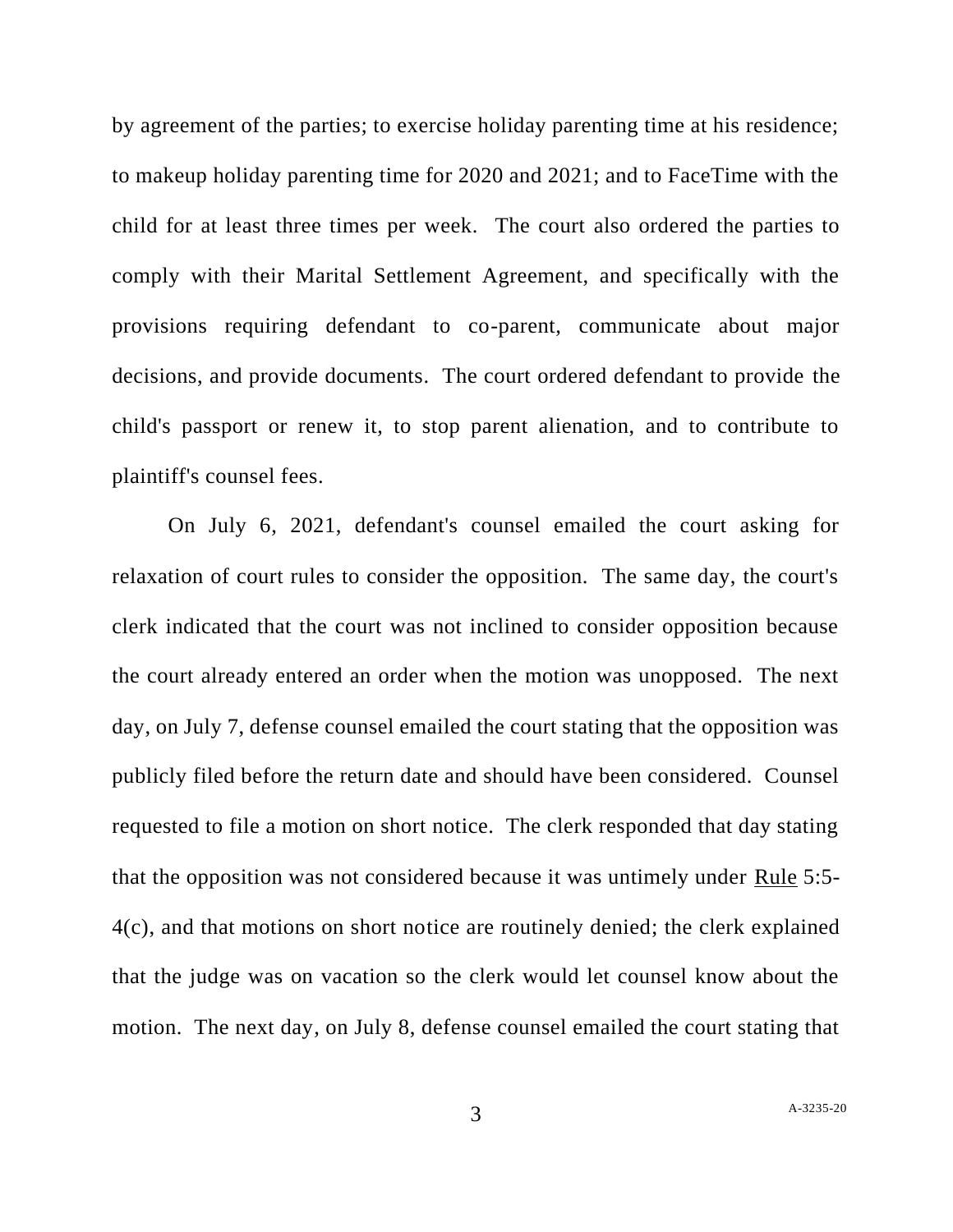by agreement of the parties; to exercise holiday parenting time at his residence; to makeup holiday parenting time for 2020 and 2021; and to FaceTime with the child for at least three times per week. The court also ordered the parties to comply with their Marital Settlement Agreement, and specifically with the provisions requiring defendant to co-parent, communicate about major decisions, and provide documents. The court ordered defendant to provide the child's passport or renew it, to stop parent alienation, and to contribute to plaintiff's counsel fees.

On July 6, 2021, defendant's counsel emailed the court asking for relaxation of court rules to consider the opposition. The same day, the court's clerk indicated that the court was not inclined to consider opposition because the court already entered an order when the motion was unopposed. The next day, on July 7, defense counsel emailed the court stating that the opposition was publicly filed before the return date and should have been considered. Counsel requested to file a motion on short notice. The clerk responded that day stating that the opposition was not considered because it was untimely under Rule 5:5-4(c), and that motions on short notice are routinely denied; the clerk explained that the judge was on vacation so the clerk would let counsel know about the motion. The next day, on July 8, defense counsel emailed the court stating that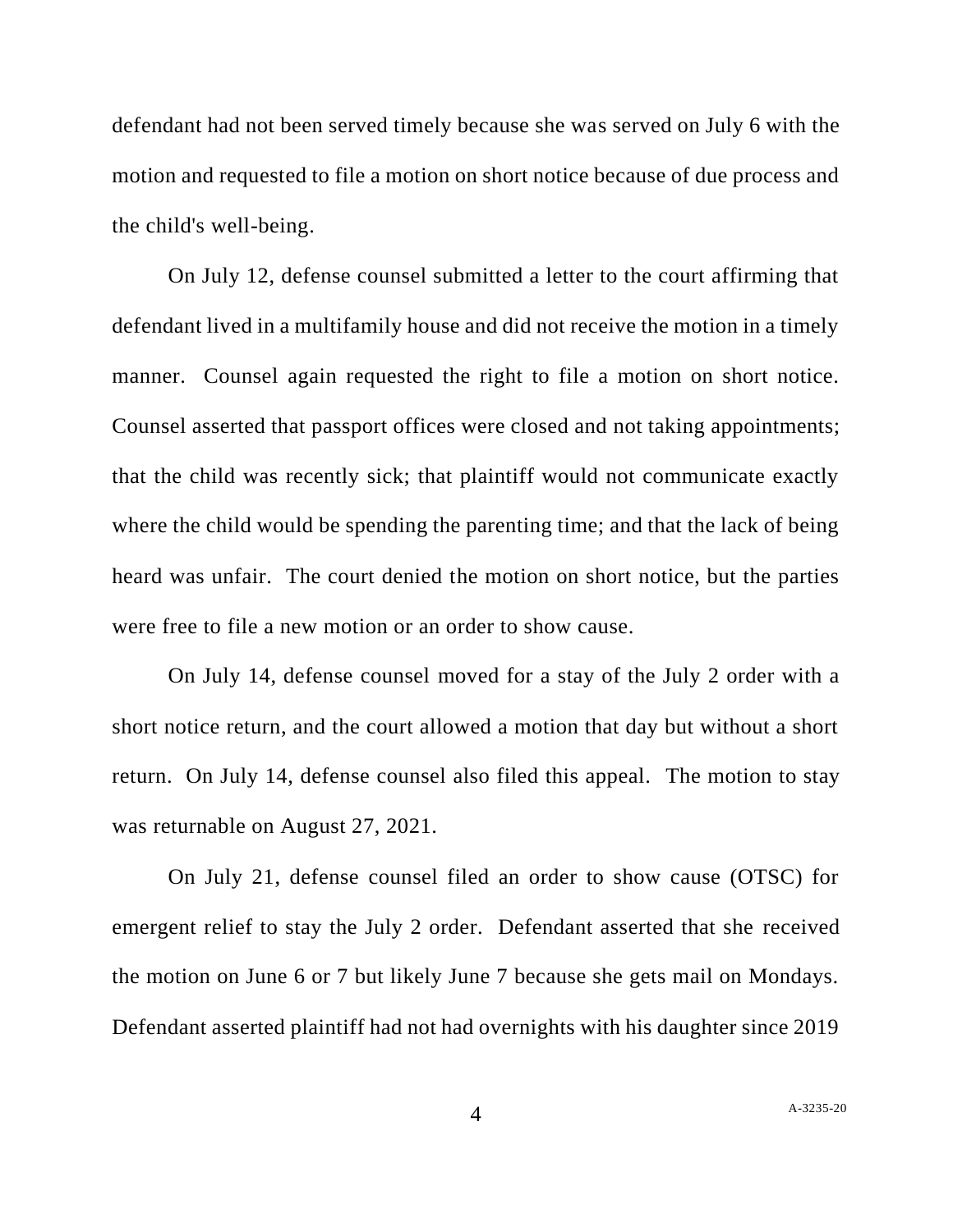defendant had not been served timely because she was served on July 6 with the motion and requested to file a motion on short notice because of due process and the child's well-being.

On July 12, defense counsel submitted a letter to the court affirming that defendant lived in a multifamily house and did not receive the motion in a timely manner. Counsel again requested the right to file a motion on short notice. Counsel asserted that passport offices were closed and not taking appointments; that the child was recently sick; that plaintiff would not communicate exactly where the child would be spending the parenting time; and that the lack of being heard was unfair. The court denied the motion on short notice, but the parties were free to file a new motion or an order to show cause.

On July 14, defense counsel moved for a stay of the July 2 order with a short notice return, and the court allowed a motion that day but without a short return. On July 14, defense counsel also filed this appeal. The motion to stay was returnable on August 27, 2021.

On July 21, defense counsel filed an order to show cause (OTSC) for emergent relief to stay the July 2 order. Defendant asserted that she received the motion on June 6 or 7 but likely June 7 because she gets mail on Mondays. Defendant asserted plaintiff had not had overnights with his daughter since 2019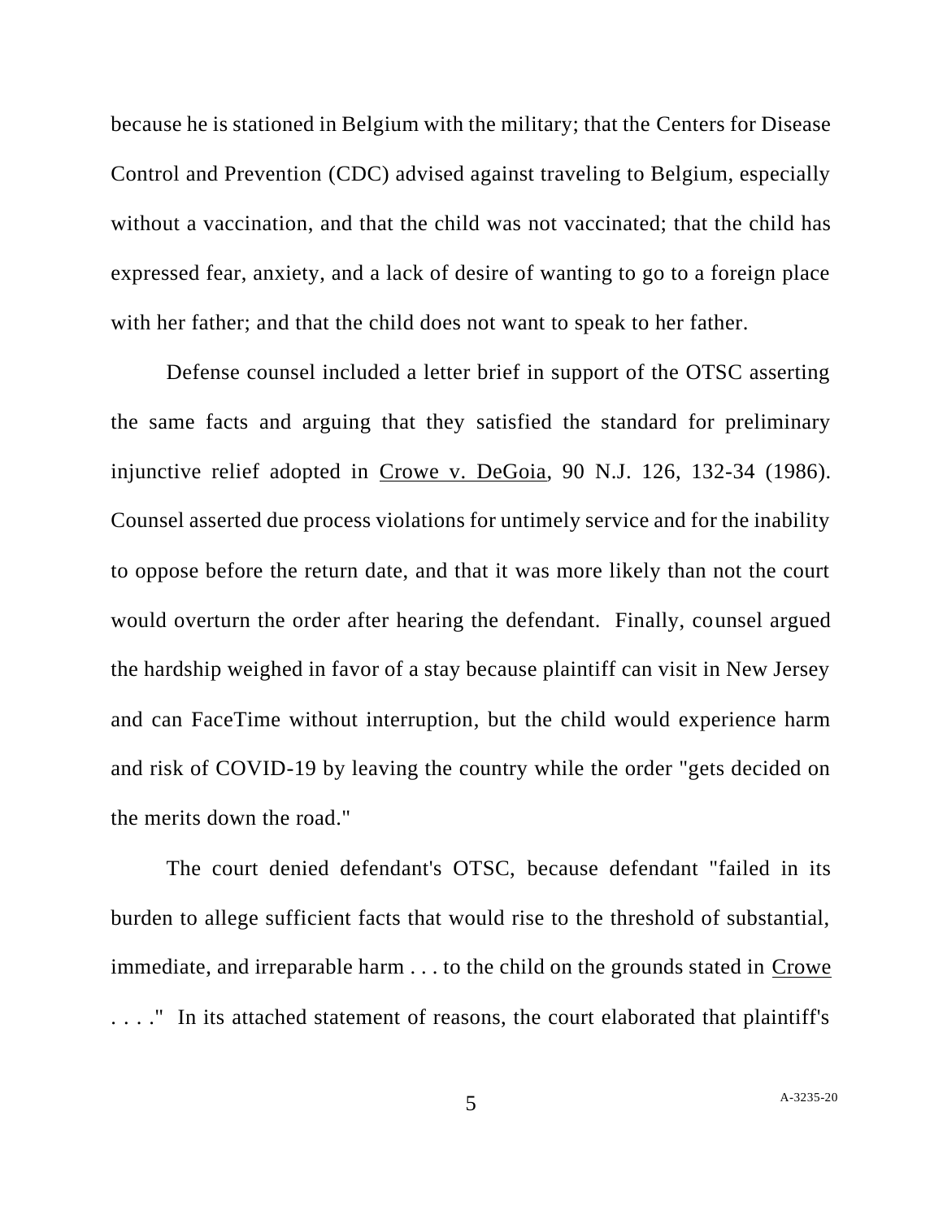because he is stationed in Belgium with the military; that the Centers for Disease Control and Prevention (CDC) advised against traveling to Belgium, especially without a vaccination, and that the child was not vaccinated; that the child has expressed fear, anxiety, and a lack of desire of wanting to go to a foreign place with her father; and that the child does not want to speak to her father.

Defense counsel included a letter brief in support of the OTSC asserting the same facts and arguing that they satisfied the standard for preliminary injunctive relief adopted in Crowe v. DeGoia, 90 N.J. 126, 132-34 (1986). Counsel asserted due process violations for untimely service and for the inability to oppose before the return date, and that it was more likely than not the court would overturn the order after hearing the defendant. Finally, counsel argued the hardship weighed in favor of a stay because plaintiff can visit in New Jersey and can FaceTime without interruption, but the child would experience harm and risk of COVID-19 by leaving the country while the order "gets decided on the merits down the road."

The court denied defendant's OTSC, because defendant "failed in its burden to allege sufficient facts that would rise to the threshold of substantial, immediate, and irreparable harm . . . to the child on the grounds stated in Crowe . . . ." In its attached statement of reasons, the court elaborated that plaintiff's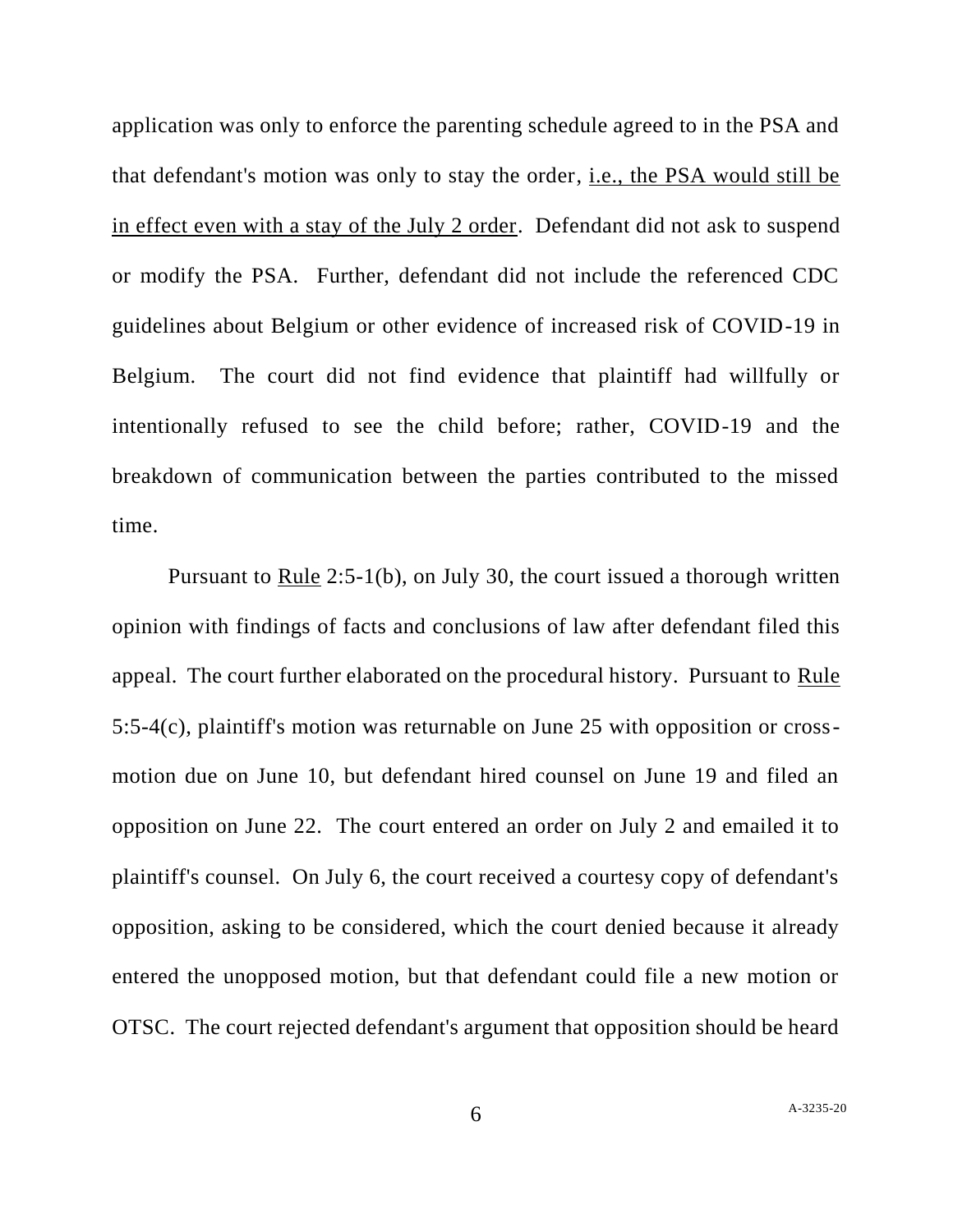application was only to enforce the parenting schedule agreed to in the PSA and that defendant's motion was only to stay the order, i.e., the PSA would still be in effect even with a stay of the July 2 order. Defendant did not ask to suspend or modify the PSA. Further, defendant did not include the referenced CDC guidelines about Belgium or other evidence of increased risk of COVID-19 in Belgium. The court did not find evidence that plaintiff had willfully or intentionally refused to see the child before; rather, COVID-19 and the breakdown of communication between the parties contributed to the missed time.

Pursuant to Rule 2:5-1(b), on July 30, the court issued a thorough written opinion with findings of facts and conclusions of law after defendant filed this appeal. The court further elaborated on the procedural history. Pursuant to Rule 5:5-4(c), plaintiff's motion was returnable on June 25 with opposition or cross-motion due on June 10, but defendant hired counsel on June 19 and filed an opposition on June 22. The court entered an order on July 2 and emailed it to plaintiff's counsel. On July 6, the court received a courtesy copy of defendant's opposition, asking to be considered, which the court denied because it already entered the unopposed motion, but that defendant could file a new motion or OTSC. The court rejected defendant's argument that opposition should be heard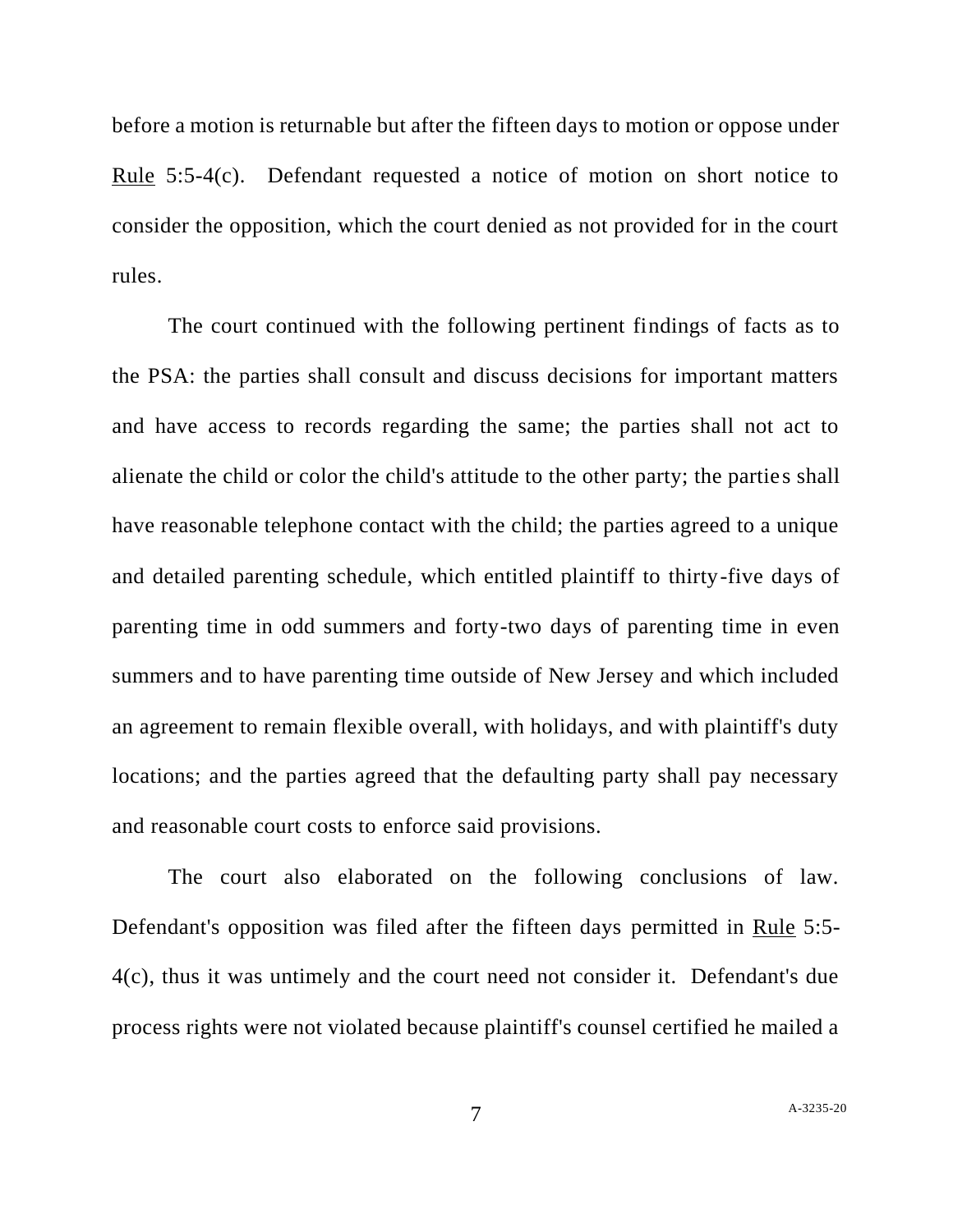before a motion is returnable but after the fifteen days to motion or oppose under Rule 5:5-4(c). Defendant requested a notice of motion on short notice to consider the opposition, which the court denied as not provided for in the court rules.

The court continued with the following pertinent findings of facts as to the PSA: the parties shall consult and discuss decisions for important matters and have access to records regarding the same; the parties shall not act to alienate the child or color the child's attitude to the other party; the parties shall have reasonable telephone contact with the child; the parties agreed to a unique and detailed parenting schedule, which entitled plaintiff to thirty-five days of parenting time in odd summers and forty-two days of parenting time in even summers and to have parenting time outside of New Jersey and which included an agreement to remain flexible overall, with holidays, and with plaintiff's duty locations; and the parties agreed that the defaulting party shall pay necessary and reasonable court costs to enforce said provisions.

The court also elaborated on the following conclusions of law. Defendant's opposition was filed after the fifteen days permitted in Rule 5:5-4(c), thus it was untimely and the court need not consider it. Defendant's due process rights were not violated because plaintiff's counsel certified he mailed a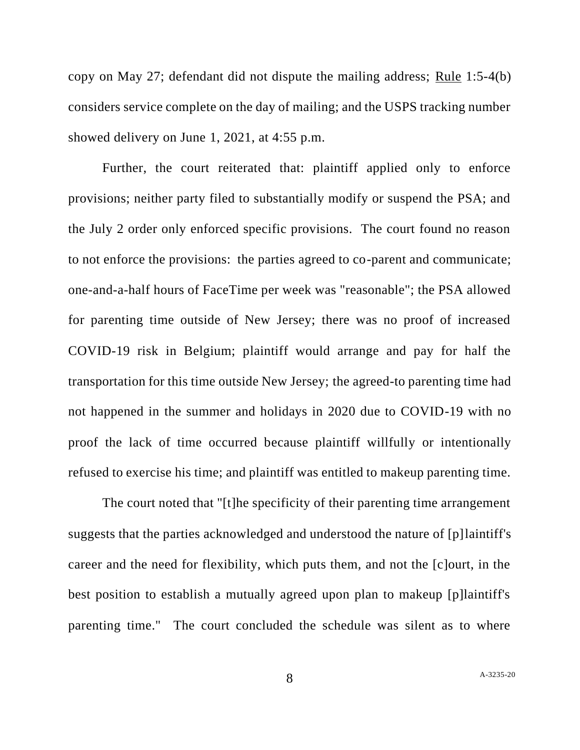copy on May 27; defendant did not dispute the mailing address; Rule 1:5-4(b) considers service complete on the day of mailing; and the USPS tracking number showed delivery on June 1, 2021, at 4:55 p.m.

Further, the court reiterated that: plaintiff applied only to enforce provisions; neither party filed to substantially modify or suspend the PSA; and the July 2 order only enforced specific provisions. The court found no reason to not enforce the provisions: the parties agreed to co-parent and communicate; one-and-a-half hours of FaceTime per week was "reasonable"; the PSA allowed for parenting time outside of New Jersey; there was no proof of increased COVID-19 risk in Belgium; plaintiff would arrange and pay for half the transportation for this time outside New Jersey; the agreed-to parenting time had not happened in the summer and holidays in 2020 due to COVID-19 with no proof the lack of time occurred because plaintiff willfully or intentionally refused to exercise his time; and plaintiff was entitled to makeup parenting time.

The court noted that "[t]he specificity of their parenting time arrangement suggests that the parties acknowledged and understood the nature of [p]laintiff's career and the need for flexibility, which puts them, and not the [c]ourt, in the best position to establish a mutually agreed upon plan to makeup [p]laintiff's parenting time." The court concluded the schedule was silent as to where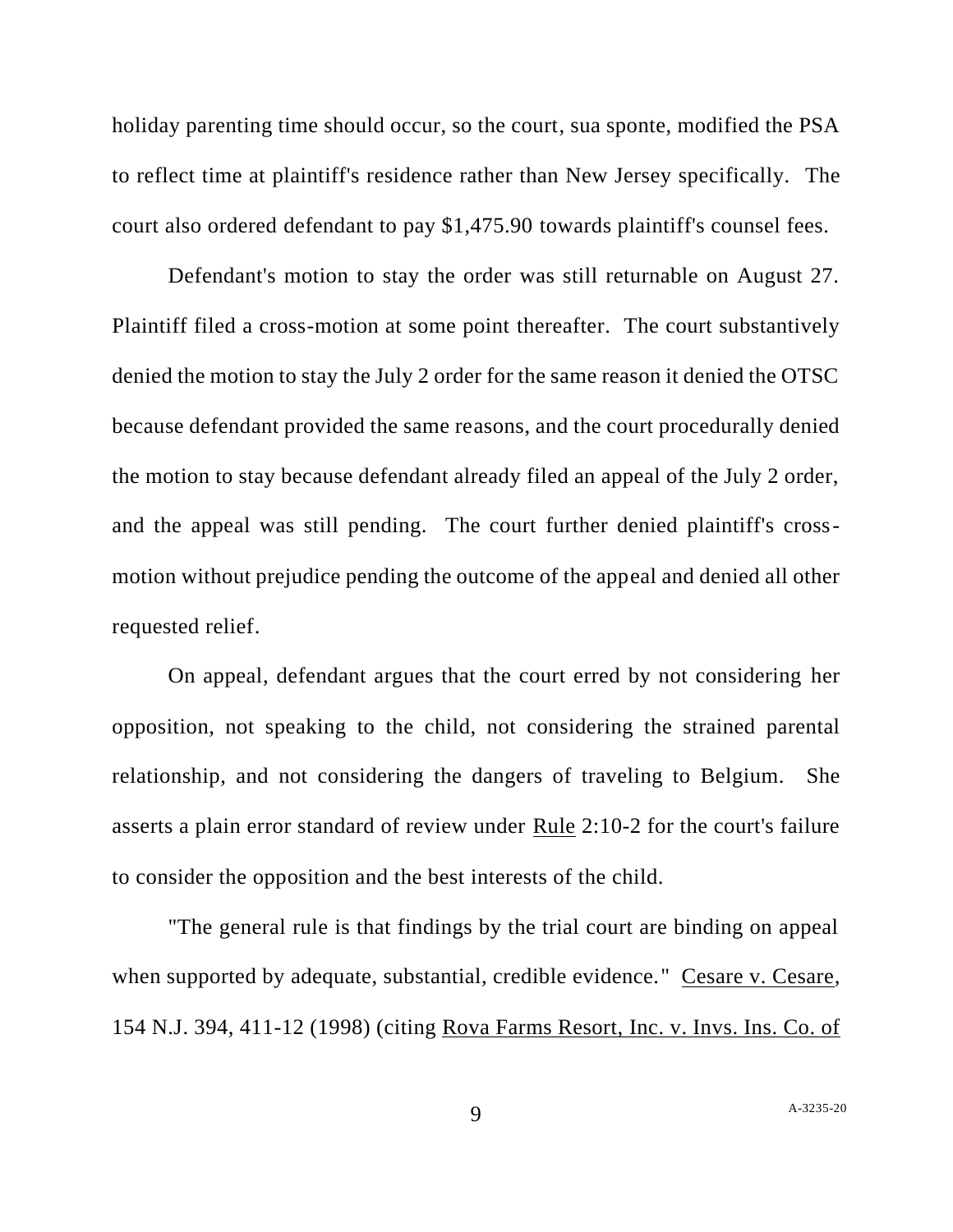holiday parenting time should occur, so the court, sua sponte, modified the PSA to reflect time at plaintiff's residence rather than New Jersey specifically. The court also ordered defendant to pay $1,475.90 towards plaintiff's counsel fees.

Defendant's motion to stay the order was still returnable on August 27. Plaintiff filed a cross-motion at some point thereafter. The court substantively denied the motion to stay the July 2 order for the same reason it denied the OTSC because defendant provided the same reasons, and the court procedurally denied the motion to stay because defendant already filed an appeal of the July 2 order, and the appeal was still pending. The court further denied plaintiff's cross-motion without prejudice pending the outcome of the appeal and denied all other requested relief.

On appeal, defendant argues that the court erred by not considering her opposition, not speaking to the child, not considering the strained parental relationship, and not considering the dangers of traveling to Belgium. She asserts a plain error standard of review under Rule 2:10-2 for the court's failure to consider the opposition and the best interests of the child.

"The general rule is that findings by the trial court are binding on appeal when supported by adequate, substantial, credible evidence." Cesare v. Cesare, 154 N.J. 394, 411-12 (1998) (citing Rova Farms Resort, Inc. v. Invs. Ins. Co. of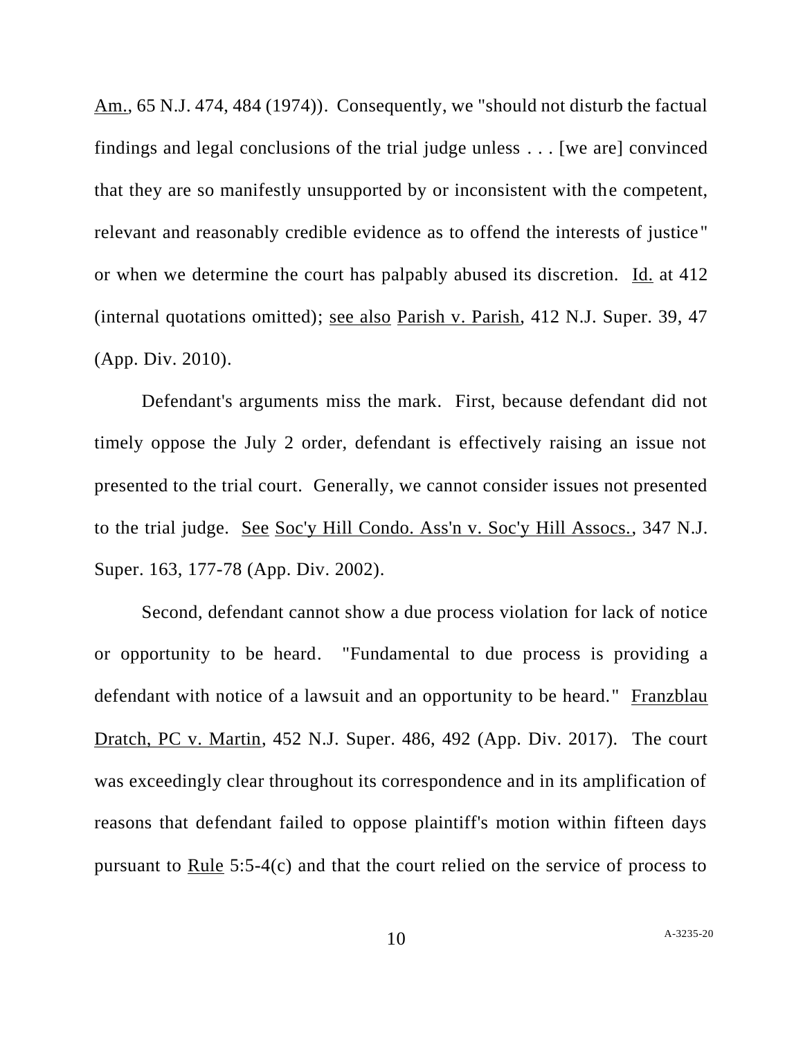Am., 65 N.J. 474, 484 (1974)). Consequently, we "should not disturb the factual findings and legal conclusions of the trial judge unless . . . [we are] convinced that they are so manifestly unsupported by or inconsistent with the competent, relevant and reasonably credible evidence as to offend the interests of justice" or when we determine the court has palpably abused its discretion. Id. at 412 (internal quotations omitted); see also Parish v. Parish, 412 N.J. Super. 39, 47 (App. Div. 2010).

Defendant's arguments miss the mark. First, because defendant did not timely oppose the July 2 order, defendant is effectively raising an issue not presented to the trial court. Generally, we cannot consider issues not presented to the trial judge. See Soc'y Hill Condo. Ass'n v. Soc'y Hill Assocs., 347 N.J. Super. 163, 177-78 (App. Div. 2002).

Second, defendant cannot show a due process violation for lack of notice or opportunity to be heard. "Fundamental to due process is providing a defendant with notice of a lawsuit and an opportunity to be heard." Franzblau Dratch, PC v. Martin, 452 N.J. Super. 486, 492 (App. Div. 2017). The court was exceedingly clear throughout its correspondence and in its amplification of reasons that defendant failed to oppose plaintiff's motion within fifteen days pursuant to Rule 5:5-4(c) and that the court relied on the service of process to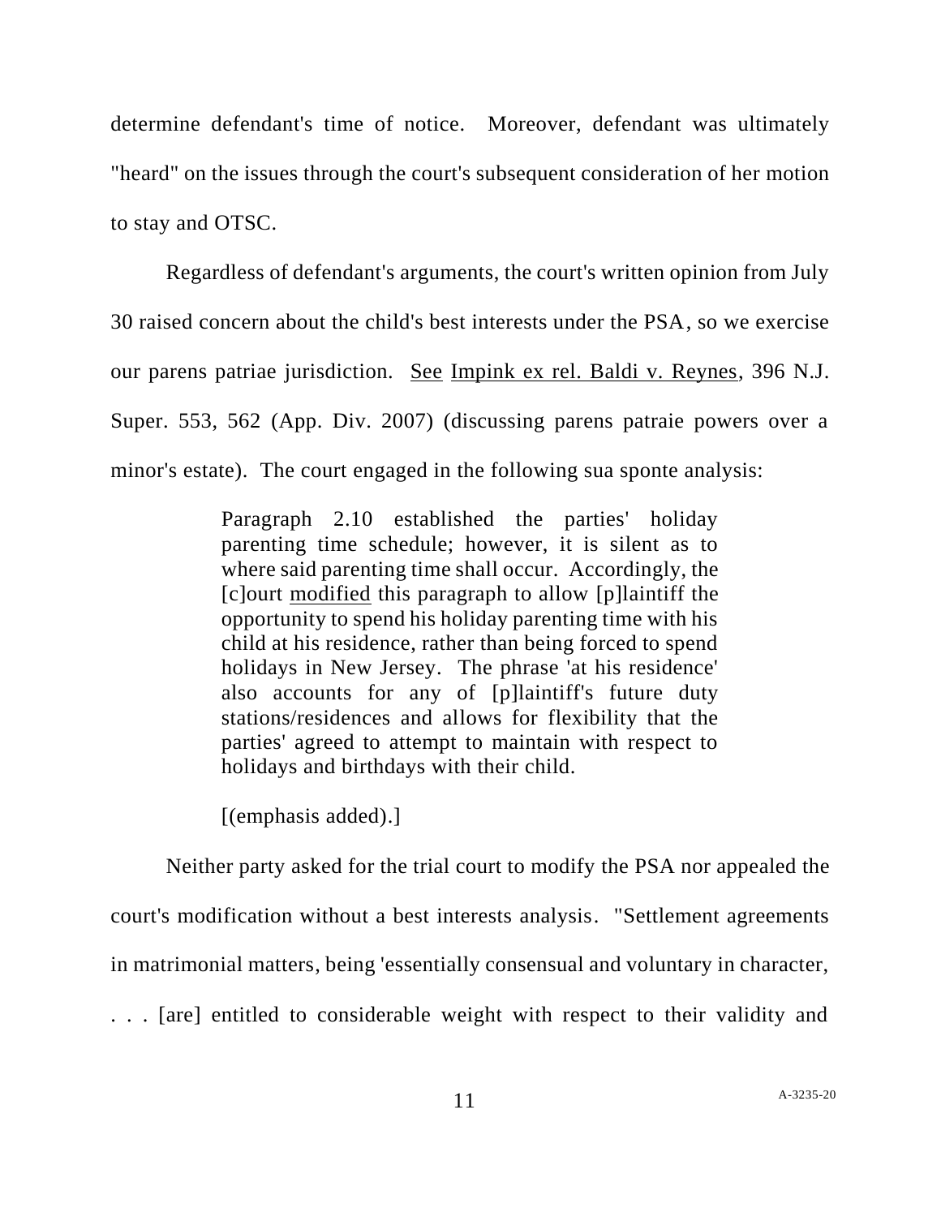determine defendant's time of notice. Moreover, defendant was ultimately "heard" on the issues through the court's subsequent consideration of her motion to stay and OTSC.

Regardless of defendant's arguments, the court's written opinion from July 30 raised concern about the child's best interests under the PSA, so we exercise our parens patriae jurisdiction. <u>See</u> <u>Impink ex rel. Baldi v. Reynes</u>, 396 N.J. Super. 553, 562 (App. Div. 2007) (discussing parens patraie powers over a minor's estate). The court engaged in the following sua sponte analysis:

> Paragraph 2.10 established the parties' holiday parenting time schedule; however, it is silent as to where said parenting time shall occur. Accordingly, the [c]ourt <u>modified</u> this paragraph to allow [p]laintiff the opportunity to spend his holiday parenting time with his child at his residence, rather than being forced to spend holidays in New Jersey. The phrase 'at his residence' also accounts for any of [p]laintiff's future duty stations/residences and allows for flexibility that the parties' agreed to attempt to maintain with respect to holidays and birthdays with their child.
>
> [(emphasis added).]

Neither party asked for the trial court to modify the PSA nor appealed the court's modification without a best interests analysis. "Settlement agreements in matrimonial matters, being 'essentially consensual and voluntary in character, . . . [are] entitled to considerable weight with respect to their validity and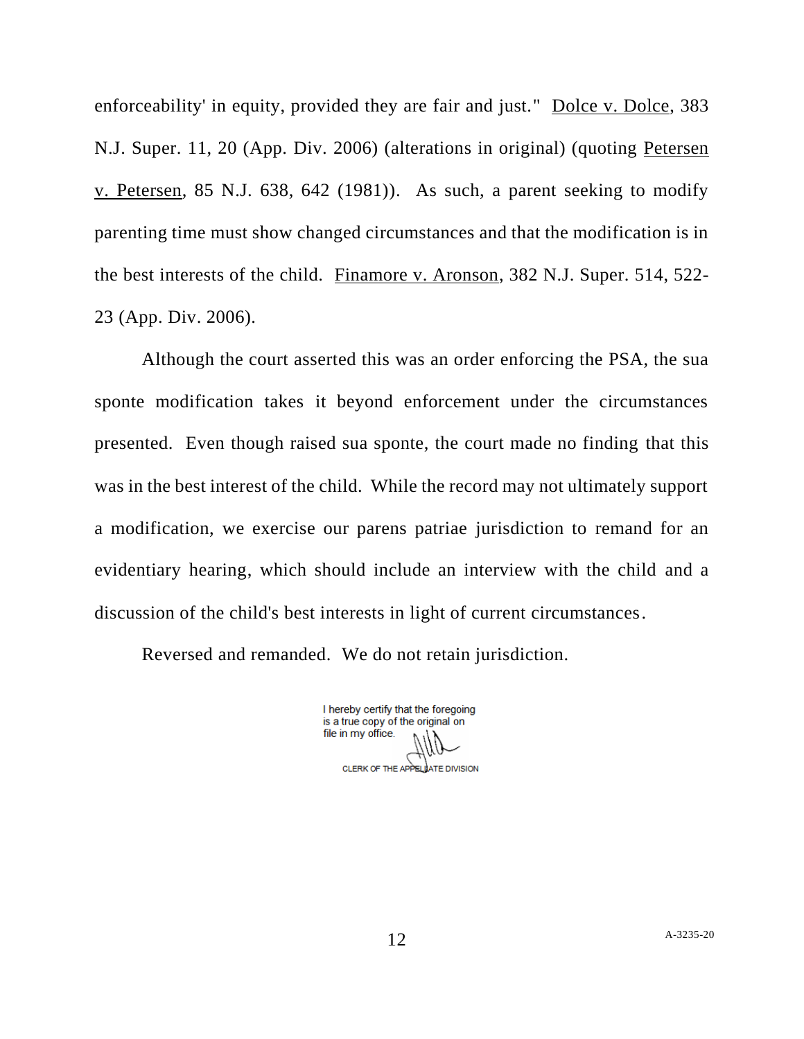enforceability' in equity, provided they are fair and just." Dolce v. Dolce, 383 N.J. Super. 11, 20 (App. Div. 2006) (alterations in original) (quoting Petersen v. Petersen, 85 N.J. 638, 642 (1981)). As such, a parent seeking to modify parenting time must show changed circumstances and that the modification is in the best interests of the child. Finamore v. Aronson, 382 N.J. Super. 514, 522-23 (App. Div. 2006).

Although the court asserted this was an order enforcing the PSA, the sua sponte modification takes it beyond enforcement under the circumstances presented. Even though raised sua sponte, the court made no finding that this was in the best interest of the child. While the record may not ultimately support a modification, we exercise our parens patriae jurisdiction to remand for an evidentiary hearing, which should include an interview with the child and a discussion of the child's best interests in light of current circumstances.

Reversed and remanded. We do not retain jurisdiction.

I hereby certify that the foregoing is a true copy of the original on file in my office.

CLERK OF THE APPELLATE DIVISION